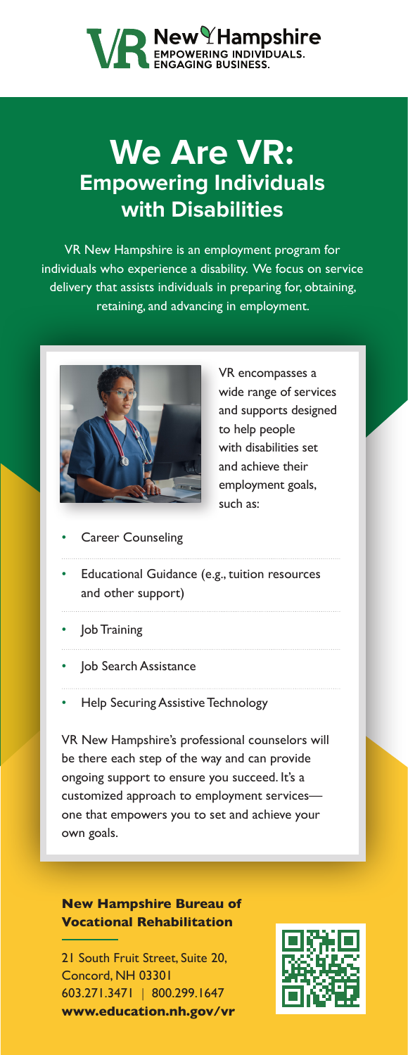VR New Hampshire
EMPOWERING INDIVIDUALS.
ENGAGING BUSINESS.

# We Are VR:
## Empowering Individuals with Disabilities

VR New Hampshire is an employment program for individuals who experience a disability. We focus on service delivery that assists individuals in preparing for, obtaining, retaining, and advancing in employment.

VR encompasses a wide range of services and supports designed to help people with disabilities set and achieve their employment goals, such as:

- Career Counseling
- Educational Guidance (e.g., tuition resources and other support)
- Job Training
- Job Search Assistance
- Help Securing Assistive Technology

VR New Hampshire's professional counselors will be there each step of the way and can provide ongoing support to ensure you succeed. It's a customized approach to employment services—one that empowers you to set and achieve your own goals.

**New Hampshire Bureau of Vocational Rehabilitation**

21 South Fruit Street, Suite 20,
Concord, NH 03301
603.271.3471 | 800.299.1647
**www.education.nh.gov/vr**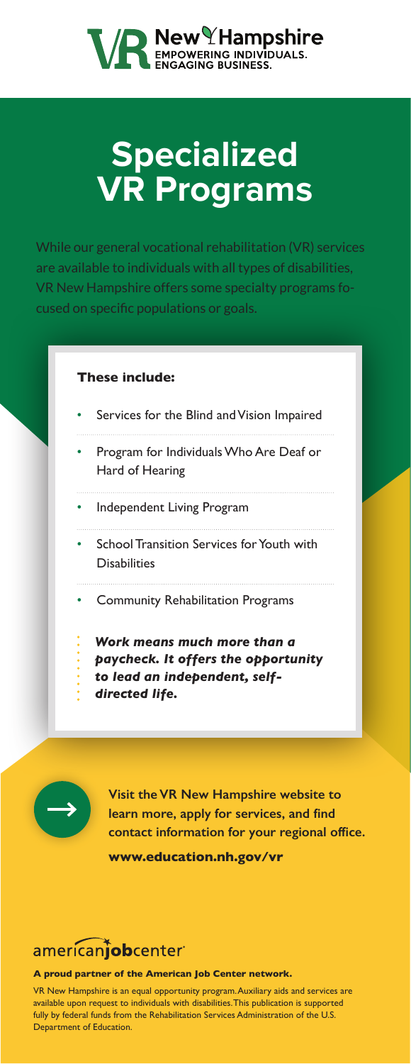**New Hampshire**
**EMPOWERING INDIVIDUALS. ENGAGING BUSINESS.**

# Specialized VR Programs

While our general vocational rehabilitation (VR) services are available to individuals with all types of disabilities, VR New Hampshire offers some specialty programs focused on specific populations or goals.

**These include:**

- Services for the Blind and Vision Impaired
- Program for Individuals Who Are Deaf or Hard of Hearing
- Independent Living Program
- School Transition Services for Youth with Disabilities
- Community Rehabilitation Programs

***Work means much more than a paycheck. It offers the opportunity to lead an independent, self-directed life.***

**Visit the VR New Hampshire website to learn more, apply for services, and find contact information for your regional office.**

**www.education.nh.gov/vr**

americanjobcenter

**A proud partner of the American Job Center network.**

VR New Hampshire is an equal opportunity program. Auxiliary aids and services are available upon request to individuals with disabilities. This publication is supported fully by federal funds from the Rehabilitation Services Administration of the U.S. Department of Education.